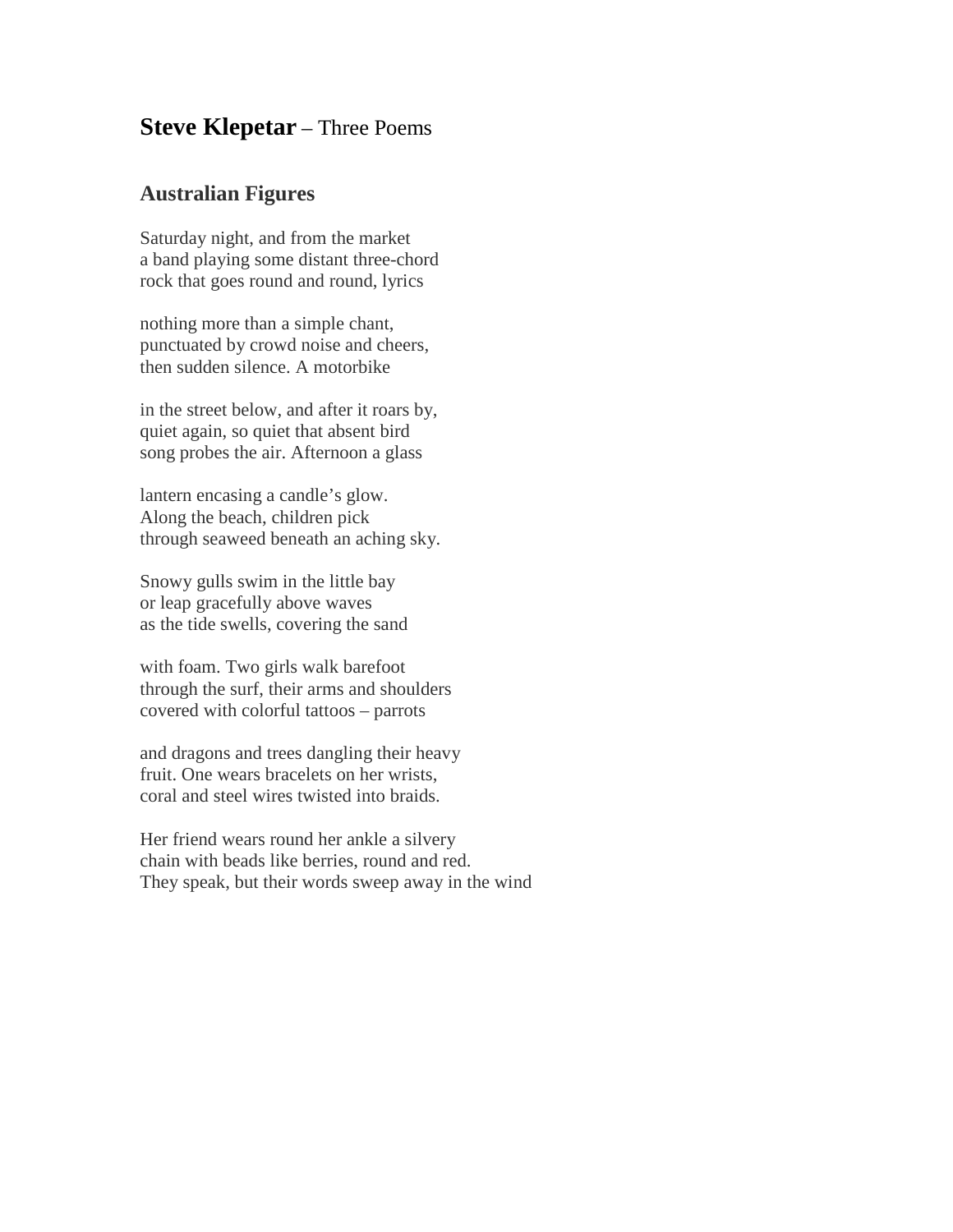# **Steve Klepetar** – Three Poems

## Australian Figures

Saturday night, and from the market
a band playing some distant three-chord
rock that goes round and round, lyrics

nothing more than a simple chant,
punctuated by crowd noise and cheers,
then sudden silence. A motorbike

in the street below, and after it roars by,
quiet again, so quiet that absent bird
song probes the air. Afternoon a glass

lantern encasing a candle's glow.
Along the beach, children pick
through seaweed beneath an aching sky.

Snowy gulls swim in the little bay
or leap gracefully above waves
as the tide swells, covering the sand

with foam. Two girls walk barefoot
through the surf, their arms and shoulders
covered with colorful tattoos – parrots

and dragons and trees dangling their heavy
fruit. One wears bracelets on her wrists,
coral and steel wires twisted into braids.

Her friend wears round her ankle a silvery
chain with beads like berries, round and red.
They speak, but their words sweep away in the wind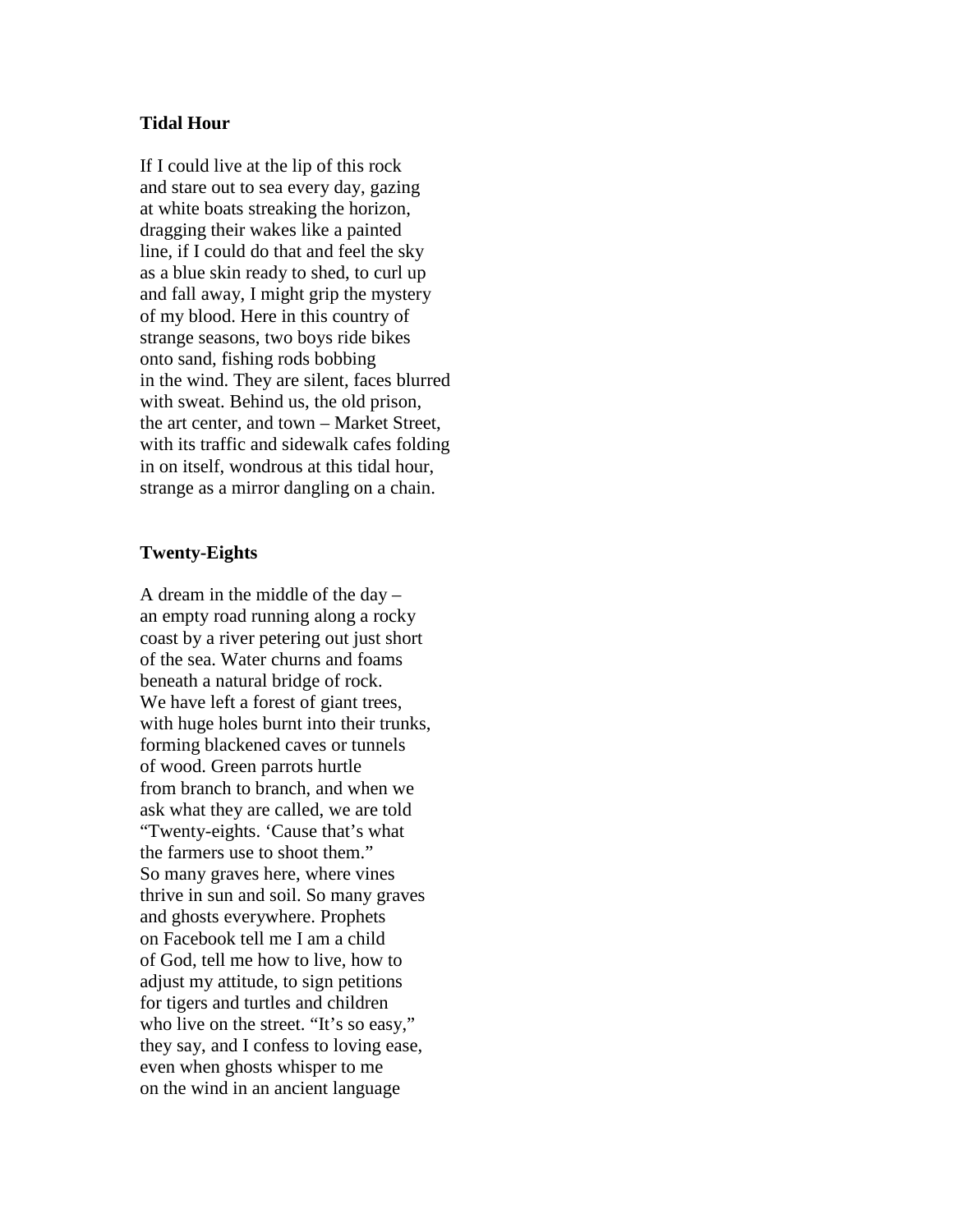**Tidal Hour**

If I could live at the lip of this rock  
and stare out to sea every day, gazing  
at white boats streaking the horizon,  
dragging their wakes like a painted  
line, if I could do that and feel the sky  
as a blue skin ready to shed, to curl up  
and fall away, I might grip the mystery  
of my blood. Here in this country of  
strange seasons, two boys ride bikes  
onto sand, fishing rods bobbing  
in the wind. They are silent, faces blurred  
with sweat. Behind us, the old prison,  
the art center, and town – Market Street,  
with its traffic and sidewalk cafes folding  
in on itself, wondrous at this tidal hour,  
strange as a mirror dangling on a chain.

**Twenty-Eights**

A dream in the middle of the day –  
an empty road running along a rocky  
coast by a river petering out just short  
of the sea. Water churns and foams  
beneath a natural bridge of rock.  
We have left a forest of giant trees,  
with huge holes burnt into their trunks,  
forming blackened caves or tunnels  
of wood. Green parrots hurtle  
from branch to branch, and when we  
ask what they are called, we are told  
"Twenty-eights. 'Cause that's what  
the farmers use to shoot them."  
So many graves here, where vines  
thrive in sun and soil. So many graves  
and ghosts everywhere. Prophets  
on Facebook tell me I am a child  
of God, tell me how to live, how to  
adjust my attitude, to sign petitions  
for tigers and turtles and children  
who live on the street. "It's so easy,"  
they say, and I confess to loving ease,  
even when ghosts whisper to me  
on the wind in an ancient language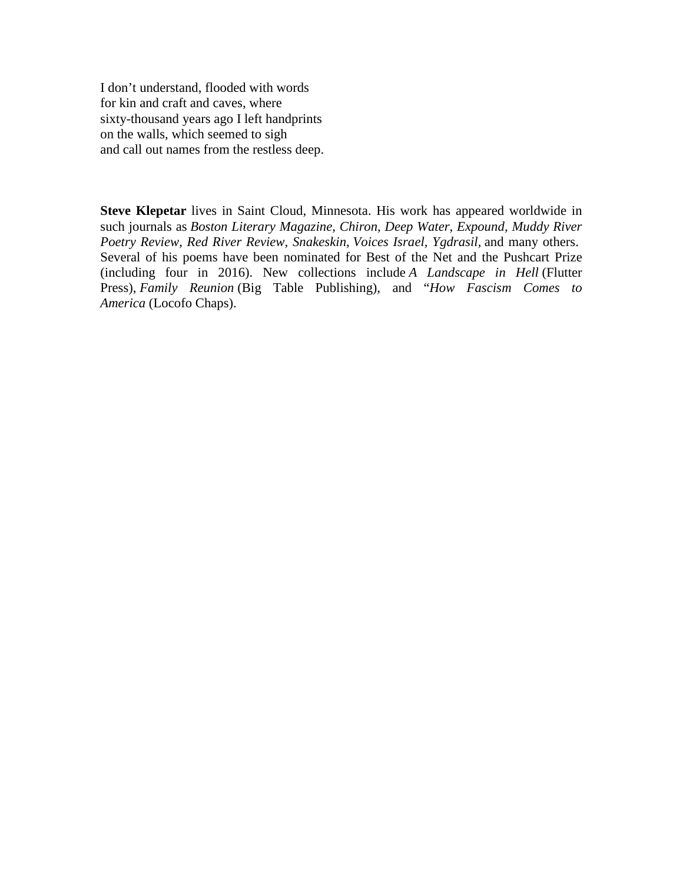I don't understand, flooded with words  
for kin and craft and caves, where  
sixty-thousand years ago I left handprints  
on the walls, which seemed to sigh  
and call out names from the restless deep.

**Steve Klepetar** lives in Saint Cloud, Minnesota. His work has appeared worldwide in such journals as *Boston Literary Magazine, Chiron, Deep Water, Expound, Muddy River Poetry Review, Red River Review, Snakeskin, Voices Israel, Ygdrasil,* and many others. Several of his poems have been nominated for Best of the Net and the Pushcart Prize (including four in 2016). New collections include *A Landscape in Hell* (Flutter Press), *Family Reunion* (Big Table Publishing), and "*How Fascism Comes to America* (Locofo Chaps).